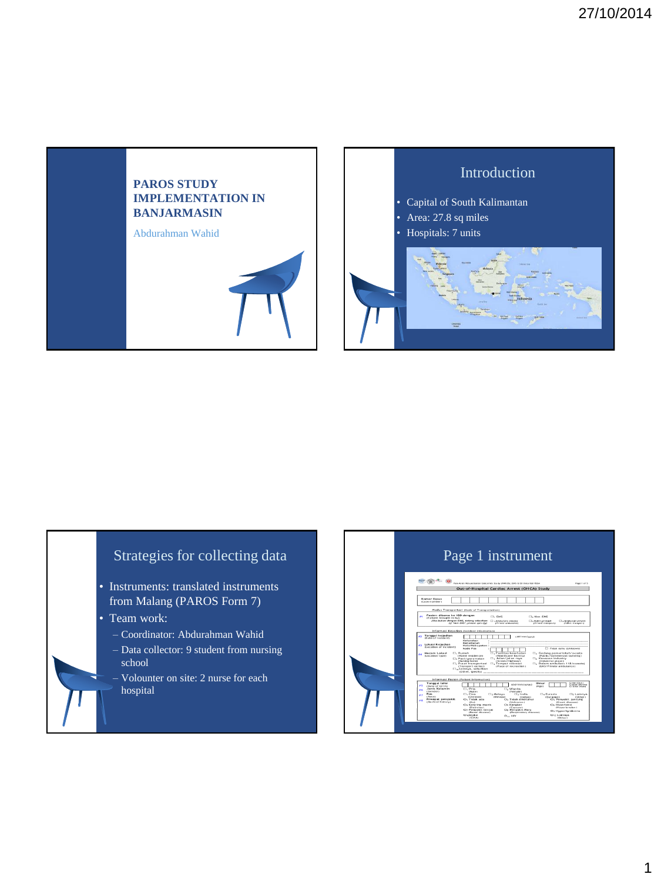# PAROS STUDY IMPLEMENTATION IN BANJARMASIN

Abdurahman Wahid

## Introduction

- Capital of South Kalimantan
- Area: 27.8 sq miles
- Hospitals: 7 units

## Strategies for collecting data

- Instruments: translated instruments from Malang (PAROS Form 7)
- Team work:
  - Coordinator: Abdurahman Wahid
  - Data collector: 9 student from nursing school
  - Volounter on site: 2 nurse for each hospital

## Page 1 instrument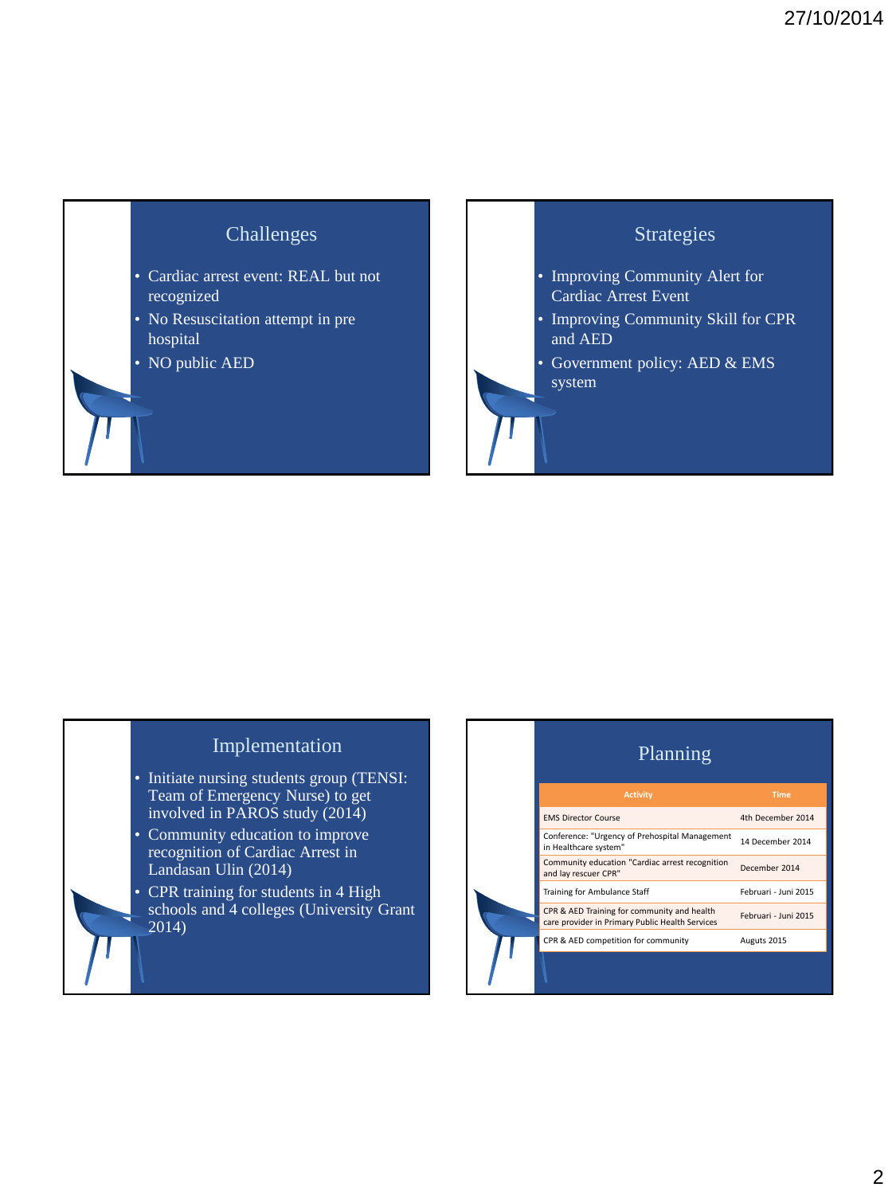## Challenges

- Cardiac arrest event: REAL but not recognized
- No Resuscitation attempt in pre hospital
- NO public AED

## Strategies

- Improving Community Alert for Cardiac Arrest Event
- Improving Community Skill for CPR and AED
- Government policy: AED & EMS system

## Implementation

- Initiate nursing students group (TENSI: Team of Emergency Nurse) to get involved in PAROS study (2014)
- Community education to improve recognition of Cardiac Arrest in Landasan Ulin (2014)
- CPR training for students in 4 High schools and 4 colleges (University Grant 2014)

## Planning

| Activity | Time |
|---|---|
| EMS Director Course | 4th December 2014 |
| Conference: "Urgency of Prehospital Management in Healthcare system" | 14 December 2014 |
| Community education "Cardiac arrest recognition and lay rescuer CPR" | December 2014 |
| Training for Ambulance Staff | Februari - Juni 2015 |
| CPR & AED Training for community and health care provider in Primary Public Health Services | Februari - Juni 2015 |
| CPR & AED competition for community | Auguts 2015 |